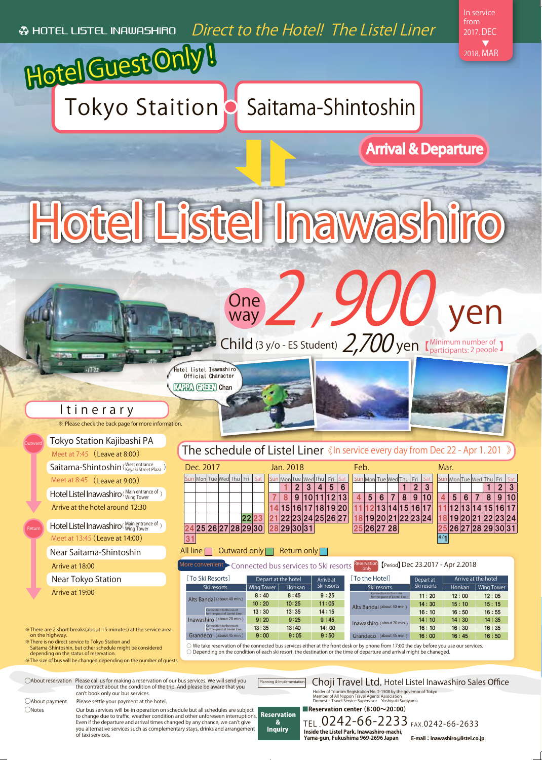HOTEL LISTEL INAWASHIRO *Direct to the Hotel! The Listel Liner*

In service from 2017. DEC ▼ 2018. MAR

# Hotel Guest Only!

## Tokyo Staition ● Saitama-Shintoshin

**Arrival & Departure**

# Hotel Listel Inawashiro

**One way 2,900 yen**

Child (3 y/o - ES Student) 2,700 yen 【Minimum number of participants: 2 people】

Hotel listel Inawashiro Official Character KAPPA GREEN Chan

## Itinerary

※ Please check the back page for more information.

**Outward**

- Tokyo Station Kajibashi PA
  - Meet at 7:45 (Leave at 8:00)
- Saitama-Shintoshin (West entrance Keyaki Street Plaza)
  - Meet at 8:45 (Leave at 9:00)
- Hotel Listel Inawashiro (Main entrance of Wing Tower)
  - Arrive at the hotel around 12:30

**Return**

- Hotel Listel Inawashiro (Main entrance of Wing Tower)
  - Meet at 13:45 (Leave at 14:00)
- Near Saitama-Shintoshin
  - Arrive at 18:00
- Near Tokyo Station
  - Arrive at 19:00

※There are 2 short breaks(about 15 minutes) at the service area on the highway.
※There is no direct service to Tokyo Station and Saitama-Shintoshin, but other schedule might be considered depending on the status of reservation.
※The size of bus will be changed depending on the number of guests.

## The schedule of Listel Liner《In service every day from Dec 22 - Apr 1. 201 》

**Dec. 2017**

| Sun | Mon | Tue | Wed | Thu | Fri | Sat |
|---|---|---|---|---|---|---|
| | | | | | | |
| | | | | | | |
| | | | | | | |
| | | | | | | |
| | | | | | 22 | 23 |
| 24 | 25 | 26 | 27 | 28 | 29 | 30 |
| 31 | | | | | | |

**Jan. 2018**

| Sun | Mon | Tue | Wed | Thu | Fri | Sat |
|---|---|---|---|---|---|---|
| | 1 | 2 | 3 | 4 | 5 | 6 |
| 7 | 8 | 9 | 10 | 11 | 12 | 13 |
| 14 | 15 | 16 | 17 | 18 | 19 | 20 |
| 21 | 22 | 23 | 24 | 25 | 26 | 27 |
| 28 | 29 | 30 | 31 | | | |

**Feb.**

| Sun | Mon | Tue | Wed | Thu | Fri | Sat |
|---|---|---|---|---|---|---|
| | | | | 1 | 2 | 3 |
| 4 | 5 | 6 | 7 | 8 | 9 | 10 |
| 11 | 12 | 13 | 14 | 15 | 16 | 17 |
| 18 | 19 | 20 | 21 | 22 | 23 | 24 |
| 25 | 26 | 27 | 28 | | | |

**Mar.**

| Sun | Mon | Tue | Wed | Thu | Fri | Sat |
|---|---|---|---|---|---|---|
| | | | | 1 | 2 | 3 |
| 4 | 5 | 6 | 7 | 8 | 9 | 10 |
| 11 | 12 | 13 | 14 | 15 | 16 | 17 |
| 18 | 19 | 20 | 21 | 22 | 23 | 24 |
| 25 | 26 | 27 | 28 | 29 | 30 | 31 |
| 4/1 | | | | | | |

All line ☐ Outward only ☐ Return only ☐

**More convenient** Connected bus services to Ski resorts (Reservation only) 【Period】Dec 23.2017 - Apr 2.2018

**[To Ski Resorts]**

| Ski resorts | Depart at the hotel: Wing Tower | Depart at the hotel: Honkan | Arrive at Ski resorts |
|---|---|---|---|
| Alts Bandai (about 40 min.) | 8 : 40 | 8 : 45 | 9 : 25 |
| | 10 : 20 | 10 : 25 | 11 : 05 |
| Connection to the resort for the guest of Listel Liner | 13 : 30 | 13 : 35 | 14 : 15 |
| Inawashiro (about 20 min.) | 9 : 20 | 9 : 25 | 9 : 45 |
| Connection to the resort for the guest of Listel Liner | 13 : 35 | 13 : 40 | 14 : 00 |
| Grandeco (about 45 min.) | 9 : 00 | 9 : 05 | 9 : 50 |

**[To the Hotel]**

| Ski resorts | Depart at Ski resorts | Arrive at the hotel: Honkan | Arrive at the hotel: Wing Tower |
|---|---|---|---|
| Connection to the hotel for the guest of Listel Liner | 11 : 20 | 12 : 00 | 12 : 05 |
| Alts Bandai (about 40 min.) | 14 : 30 | 15 : 10 | 15 : 15 |
| | 16 : 10 | 16 : 50 | 16 : 55 |
| Inawashiro (about 20 min.) | 14 : 10 | 14 : 30 | 14 : 35 |
| | 16 : 10 | 16 : 30 | 16 : 35 |
| Grandeco (about 45 min.) | 16 : 00 | 16 : 45 | 16 : 50 |

○ We take reservation of the connected bus services either at the front desk or by phone from 17:00 the day before you use our services.
○ Depending on the condition of each ski resort, the destination or the time of departure and arrival might be changed.

○About reservation: Please call us for making a reservation of our bus services. We will send you the contract about the condition of the trip. And please be aware that you can't book only our bus services.

○About payment: Please settle your payment at the hotel.

○Notes: Our bus services will be in operation on schedule but all schedules are subject to change due to traffic, weather condition and other unforeseen interruptions. Even if the departure and arrival times changed by any chance, we can't give you alternative services such as complementary stays, drinks and arrangement of taxi services.

Planning & Implementation: **Choji Travel Ltd.** Hotel Listel Inawashiro Sales Office
Holder of Tourism Registration No. 2-1508 by the governor of Tokyo
Member of All Nippon Travel Agents Association
Domestic Travel Service Supervisor Yoshiyuki Sugiyama

**Reservation & Inquiry**

■Reservation center (8:00〜20:00)
TEL. 0242-66-2233 FAX.0242-66-2633
Inside the Listel Park, Inawashiro-machi, Yama-gun, Fukushima 969-2696 Japan
E-mail : inawashiro@listel.co.jp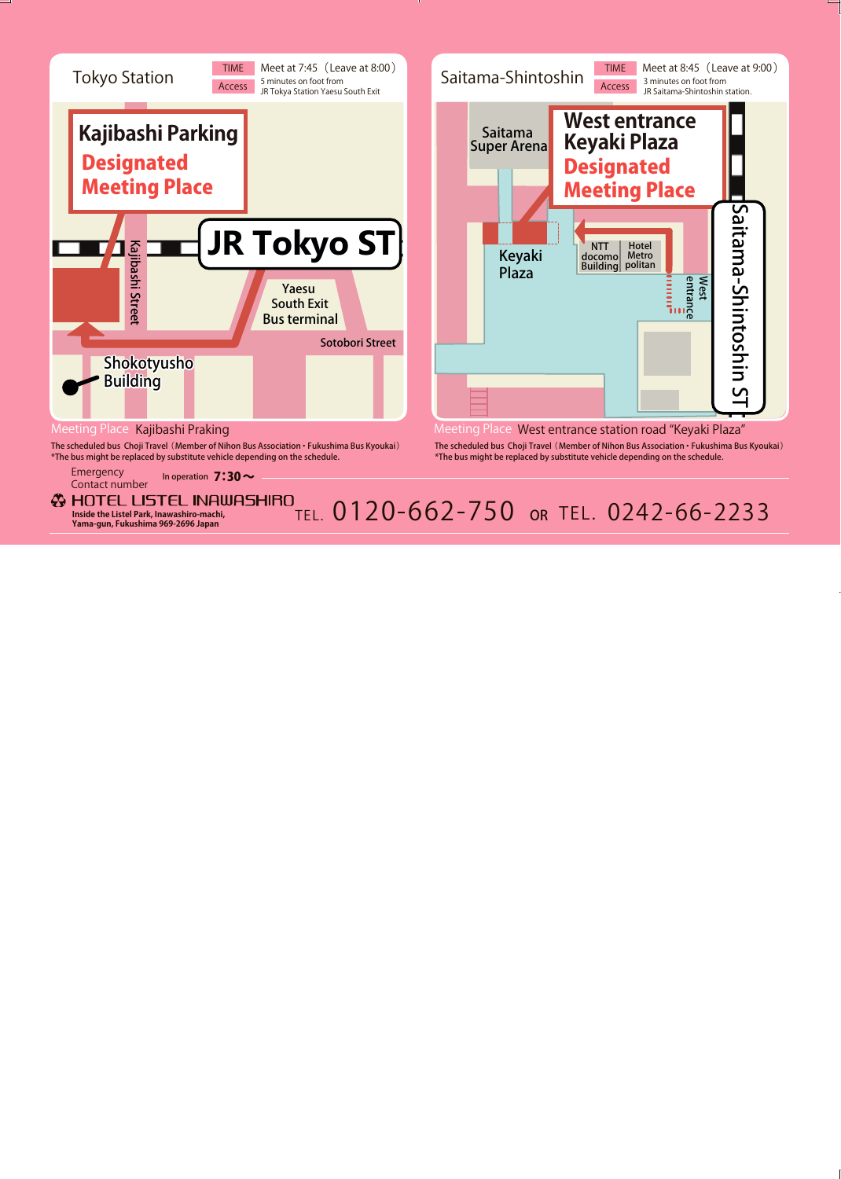## Tokyo Station

| | |
|---|---|
| TIME | Meet at 7:45（Leave at 8:00） |
| Access | 5 minutes on foot from JR Tokya Station Yaesu South Exit |

**Kajibashi Parking**
**Designated Meeting Place**

JR Tokyo ST

Kajibashi Street

Yaesu South Exit Bus terminal

Sotobori Street

Shokotyusho Building

Meeting Place Kajibashi Praking

The scheduled bus Choji Travel（Member of Nihon Bus Association・Fukushima Bus Kyoukai）
*The bus might be replaced by substitute vehicle depending on the schedule.

## Saitama-Shintoshin

| | |
|---|---|
| TIME | Meet at 8:45（Leave at 9:00） |
| Access | 3 minutes on foot from JR Saitama-Shintoshin station. |

Saitama Super Arena

**West entrance Keyaki Plaza**
**Designated Meeting Place**

Keyaki Plaza

NTT docomo Building

Hotel Metro politan

West entrance

Saitama-Shintoshin ST

Meeting Place West entrance station road "Keyaki Plaza"

The scheduled bus Choji Travel（Member of Nihon Bus Association・Fukushima Bus Kyoukai）
*The bus might be replaced by substitute vehicle depending on the schedule.

Emergency Contact number In operation 7:30～

HOTEL LISTEL INAWASHIRO
Inside the Listel Park, Inawashiro-machi, Yama-gun, Fukushima 969-2696 Japan

TEL. 0120-662-750 OR TEL. 0242-66-2233